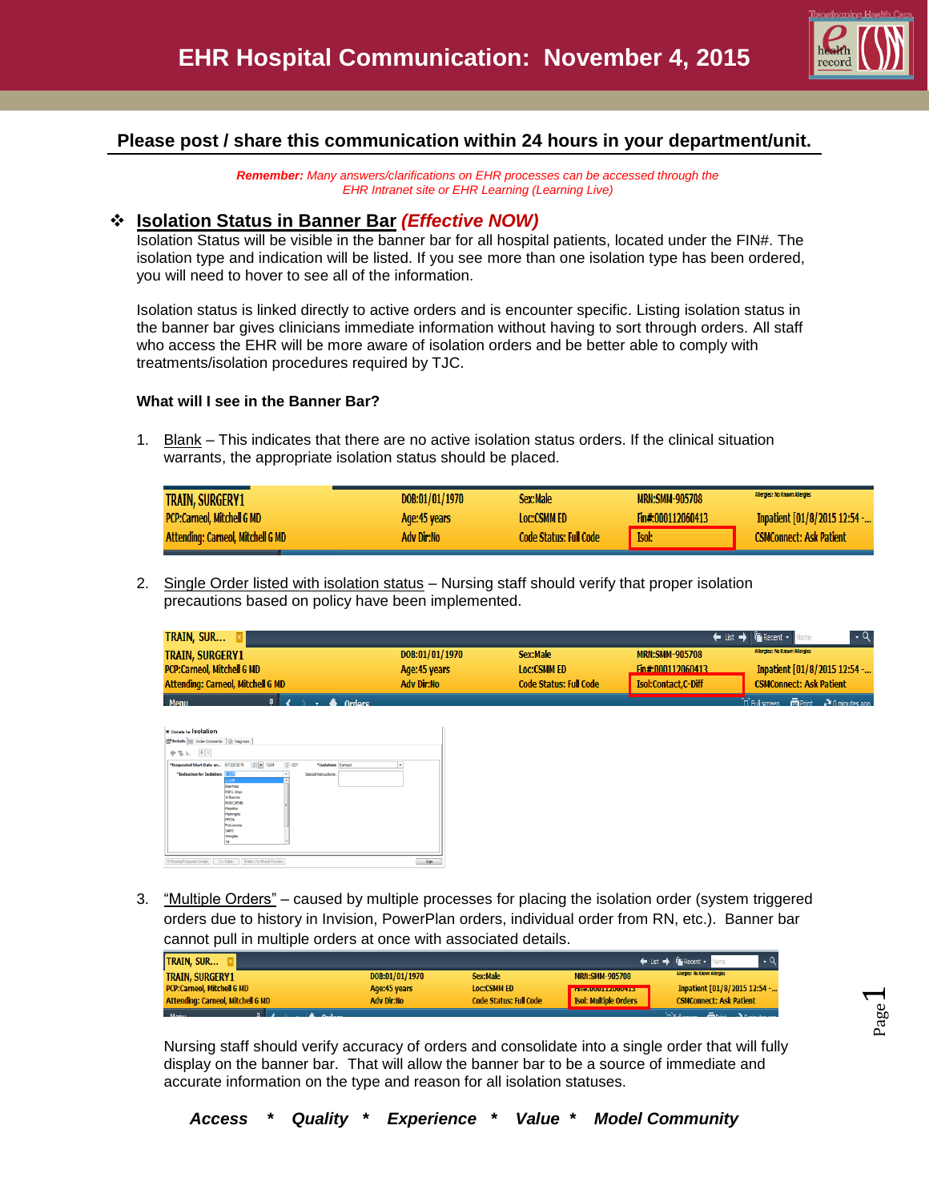# EHR Hospital Communication: November 4, 2015

**Please post / share this communication within 24 hours in your department/unit.**

***Remember:*** *Many answers/clarifications on EHR processes can be accessed through the EHR Intranet site or EHR Learning (Learning Live)*

## ❖ Isolation Status in Banner Bar *(Effective NOW)*

Isolation Status will be visible in the banner bar for all hospital patients, located under the FIN#. The isolation type and indication will be listed. If you see more than one isolation type has been ordered, you will need to hover to see all of the information.

Isolation status is linked directly to active orders and is encounter specific. Listing isolation status in the banner bar gives clinicians immediate information without having to sort through orders. All staff who access the EHR will be more aware of isolation orders and be better able to comply with treatments/isolation procedures required by TJC.

**What will I see in the Banner Bar?**

1. Blank – This indicates that there are no active isolation status orders. If the clinical situation warrants, the appropriate isolation status should be placed.

| TRAIN, SURGERY1 | DOB:01/01/1970 | Sex:Male | MRN:SMM-905708 | Allergies: No Known Allergies |
|---|---|---|---|---|
| PCP:Carneol, Mitchell G MD | Age:45 years | Loc:CSMM ED | Fin#:000112060413 | Inpatient [01/8/2015 12:54 -... |
| Attending: Carneol, Mitchell G MD | Adv Dir:No | Code Status: Full Code | Isol: | CSMConnect: Ask Patient |

2. Single Order listed with isolation status – Nursing staff should verify that proper isolation precautions based on policy have been implemented.

| TRAIN, SURGERY1 | DOB:01/01/1970 | Sex:Male | MRN:SMM-905708 | Allergies: No Known Allergies |
|---|---|---|---|---|
| PCP:Carneol, Mitchell G MD | Age:45 years | Loc:CSMM ED | Fin#:000112060413 | Inpatient [01/8/2015 12:54 -... |
| Attending: Carneol, Mitchell G MD | Adv Dir:No | Code Status: Full Code | Isol:Contact,C-Diff | CSMConnect: Ask Patient |

3. "Multiple Orders" – caused by multiple processes for placing the isolation order (system triggered orders due to history in Invision, PowerPlan orders, individual order from RN, etc.). Banner bar cannot pull in multiple orders at once with associated details.

| TRAIN, SURGERY1 | DOB:01/01/1970 | Sex:Male | MRN:SMM-905708 | Allergies: No Known Allergies |
|---|---|---|---|---|
| PCP:Carneol, Mitchell G MD | Age:45 years | Loc:CSMM ED | Fin#:000112060413 | Inpatient [01/8/2015 12:54 -... |
| Attending: Carneol, Mitchell G MD | Adv Dir:No | Code Status: Full Code | Isol: Multiple Orders | CSMConnect: Ask Patient |

Nursing staff should verify accuracy of orders and consolidate into a single order that will fully display on the banner bar. That will allow the banner bar to be a source of immediate and accurate information on the type and reason for all isolation statuses.

***Access * Quality * Experience * Value * Model Community***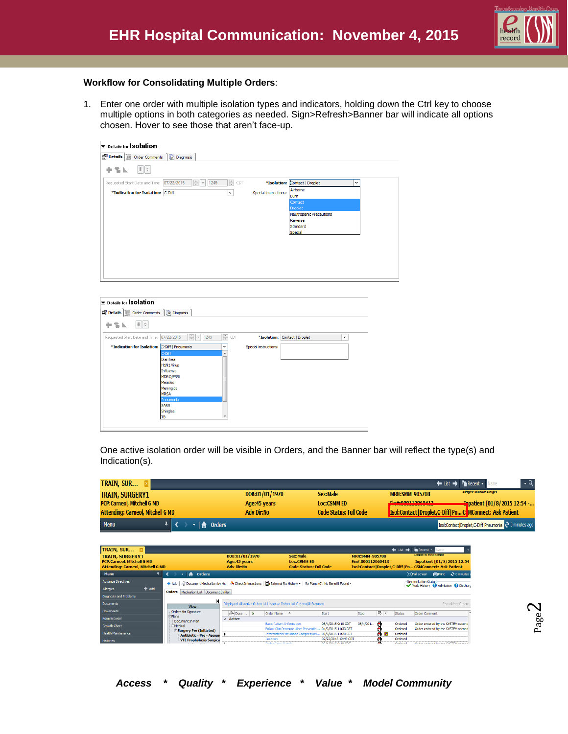# EHR Hospital Communication: November 4, 2015

**Workflow for Consolidating Multiple Orders**:

1. Enter one order with multiple isolation types and indicators, holding down the Ctrl key to choose multiple options in both categories as needed. Sign>Refresh>Banner bar will indicate all options chosen. Hover to see those that aren't face-up.

One active isolation order will be visible in Orders, and the Banner bar will reflect the type(s) and Indication(s).

*Access * Quality * Experience * Value * Model Community*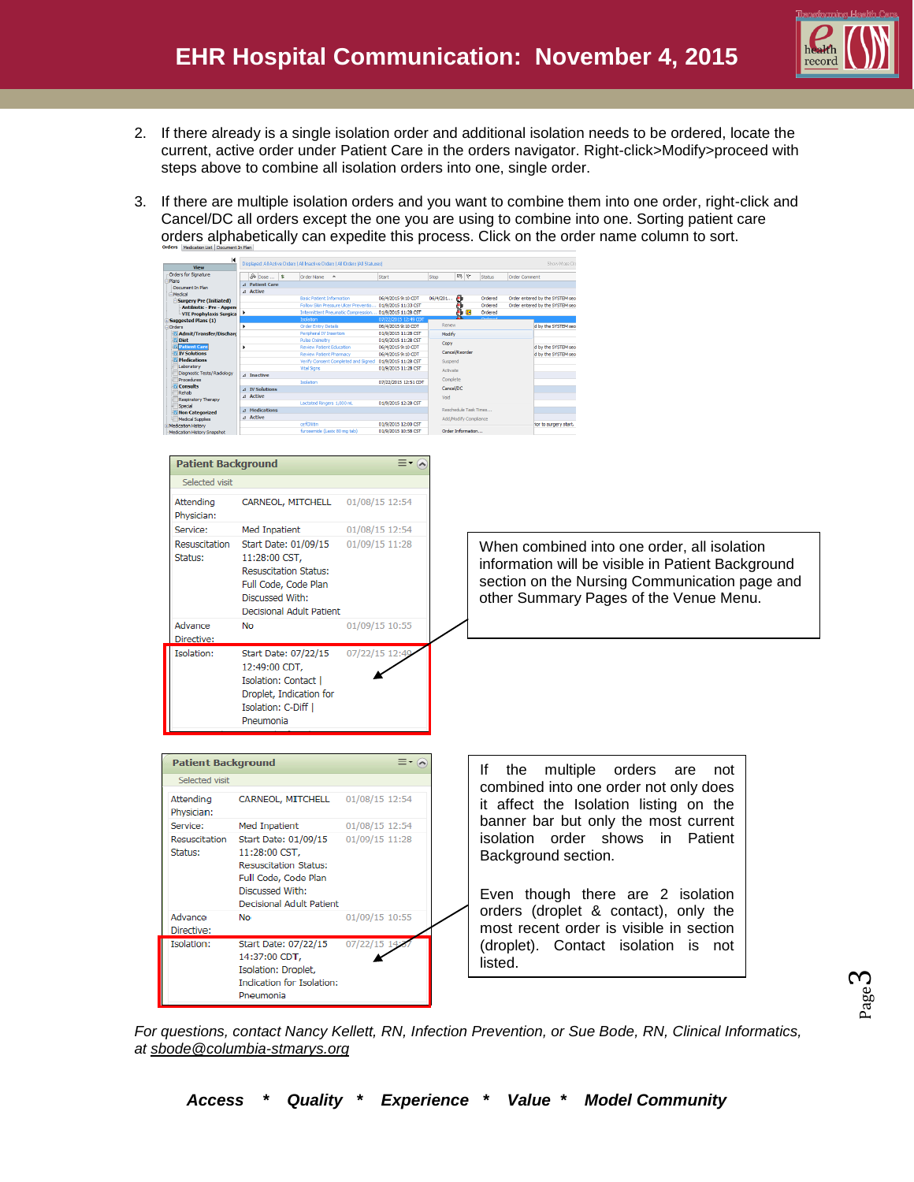# EHR Hospital Communication: November 4, 2015

2. If there already is a single isolation order and additional isolation needs to be ordered, locate the current, active order under Patient Care in the orders navigator. Right-click>Modify>proceed with steps above to combine all isolation orders into one, single order.

3. If there are multiple isolation orders and you want to combine them into one order, right-click and Cancel/DC all orders except the one you are using to combine into one. Sorting patient care orders alphabetically can expedite this process. Click on the order name column to sort.

**Patient Background**

Selected visit

| | | |
|---|---|---|
| Attending Physician: | CARNEOL, MITCHELL | 01/08/15 12:54 |
| Service: | Med Inpatient | 01/08/15 12:54 |
| Resuscitation Status: | Start Date: 01/09/15 11:28:00 CST, Resuscitation Status: Full Code, Code Plan Discussed With: Decisional Adult Patient | 01/09/15 11:28 |
| Advance Directive: | No | 01/09/15 10:55 |
| Isolation: | Start Date: 07/22/15 12:49:00 CDT, Isolation: Contact \| Droplet, Indication for Isolation: C-Diff \| Pneumonia | 07/22/15 12:49 |

When combined into one order, all isolation information will be visible in Patient Background section on the Nursing Communication page and other Summary Pages of the Venue Menu.

**Patient Background**

Selected visit

| | | |
|---|---|---|
| Attending Physician: | CARNEOL, MITCHELL | 01/08/15 12:54 |
| Service: | Med Inpatient | 01/08/15 12:54 |
| Resuscitation Status: | Start Date: 01/09/15 11:28:00 CST, Resuscitation Status: Full Code, Code Plan Discussed With: Decisional Adult Patient | 01/09/15 11:28 |
| Advance Directive: | No | 01/09/15 10:55 |
| Isolation: | Start Date: 07/22/15 14:37:00 CDT, Isolation: Droplet, Indication for Isolation: Pneumonia | 07/22/15 14:37 |

If the multiple orders are not combined into one order not only does it affect the Isolation listing on the banner bar but only the most current isolation order shows in Patient Background section.

Even though there are 2 isolation orders (droplet & contact), only the most recent order is visible in section (droplet). Contact isolation is not listed.

*For questions, contact Nancy Kellett, RN, Infection Prevention, or Sue Bode, RN, Clinical Informatics, at sbode@columbia-stmarys.org*

***Access * Quality * Experience * Value * Model Community***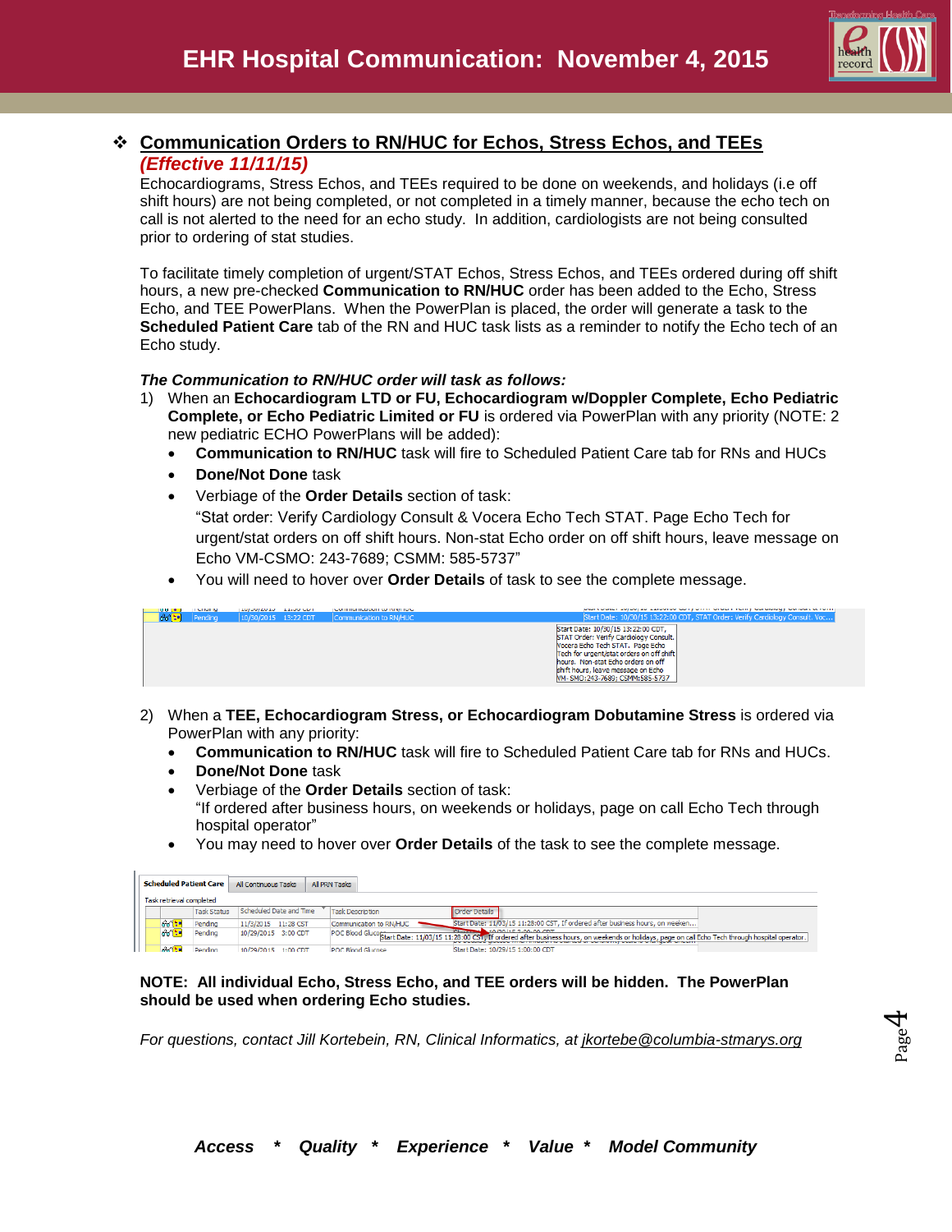# EHR Hospital Communication: November 4, 2015

## ❖ Communication Orders to RN/HUC for Echos, Stress Echos, and TEEs

***(Effective 11/11/15)***

Echocardiograms, Stress Echos, and TEEs required to be done on weekends, and holidays (i.e off shift hours) are not being completed, or not completed in a timely manner, because the echo tech on call is not alerted to the need for an echo study. In addition, cardiologists are not being consulted prior to ordering of stat studies.

To facilitate timely completion of urgent/STAT Echos, Stress Echos, and TEEs ordered during off shift hours, a new pre-checked **Communication to RN/HUC** order has been added to the Echo, Stress Echo, and TEE PowerPlans. When the PowerPlan is placed, the order will generate a task to the **Scheduled Patient Care** tab of the RN and HUC task lists as a reminder to notify the Echo tech of an Echo study.

***The Communication to RN/HUC order will task as follows:***

1) When an **Echocardiogram LTD or FU, Echocardiogram w/Doppler Complete, Echo Pediatric Complete, or Echo Pediatric Limited or FU** is ordered via PowerPlan with any priority (NOTE: 2 new pediatric ECHO PowerPlans will be added):
   - **Communication to RN/HUC** task will fire to Scheduled Patient Care tab for RNs and HUCs
   - **Done/Not Done** task
   - Verbiage of the **Order Details** section of task:
     "Stat order: Verify Cardiology Consult & Vocera Echo Tech STAT. Page Echo Tech for urgent/stat orders on off shift hours. Non-stat Echo order on off shift hours, leave message on Echo VM-CSMO: 243-7689; CSMM: 585-5737"
   - You will need to hover over **Order Details** of task to see the complete message.

2) When a **TEE, Echocardiogram Stress, or Echocardiogram Dobutamine Stress** is ordered via PowerPlan with any priority:
   - **Communication to RN/HUC** task will fire to Scheduled Patient Care tab for RNs and HUCs.
   - **Done/Not Done** task
   - Verbiage of the **Order Details** section of task:
     "If ordered after business hours, on weekends or holidays, page on call Echo Tech through hospital operator"
   - You may need to hover over **Order Details** of the task to see the complete message.

**NOTE: All individual Echo, Stress Echo, and TEE orders will be hidden. The PowerPlan should be used when ordering Echo studies.**

*For questions, contact Jill Kortebein, RN, Clinical Informatics, at jkortebe@columbia-stmarys.org*

***Access * Quality * Experience * Value * Model Community***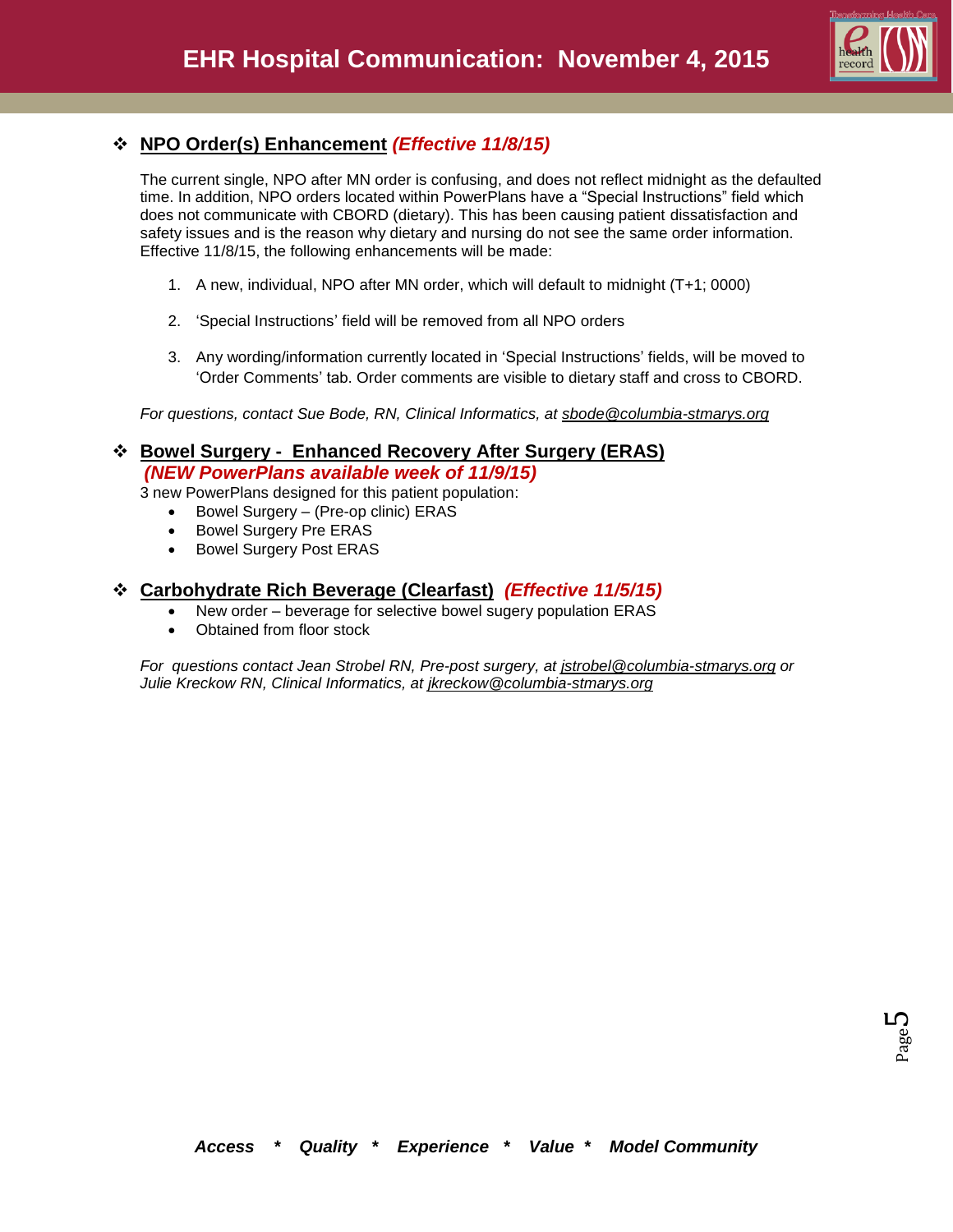# EHR Hospital Communication: November 4, 2015

## NPO Order(s) Enhancement *(Effective 11/8/15)*

The current single, NPO after MN order is confusing, and does not reflect midnight as the defaulted time. In addition, NPO orders located within PowerPlans have a "Special Instructions" field which does not communicate with CBORD (dietary). This has been causing patient dissatisfaction and safety issues and is the reason why dietary and nursing do not see the same order information. Effective 11/8/15, the following enhancements will be made:

1. A new, individual, NPO after MN order, which will default to midnight (T+1; 0000)
2. 'Special Instructions' field will be removed from all NPO orders
3. Any wording/information currently located in 'Special Instructions' fields, will be moved to 'Order Comments' tab. Order comments are visible to dietary staff and cross to CBORD.

*For questions, contact Sue Bode, RN, Clinical Informatics, at sbode@columbia-stmarys.org*

## Bowel Surgery - Enhanced Recovery After Surgery (ERAS) *(NEW PowerPlans available week of 11/9/15)*

3 new PowerPlans designed for this patient population:

- Bowel Surgery – (Pre-op clinic) ERAS
- Bowel Surgery Pre ERAS
- Bowel Surgery Post ERAS

## Carbohydrate Rich Beverage (Clearfast) *(Effective 11/5/15)*

- New order – beverage for selective bowel sugery population ERAS
- Obtained from floor stock

*For questions contact Jean Strobel RN, Pre-post surgery, at jstrobel@columbia-stmarys.org or Julie Kreckow RN, Clinical Informatics, at jkreckow@columbia-stmarys.org*

*Access * Quality * Experience * Value * Model Community*